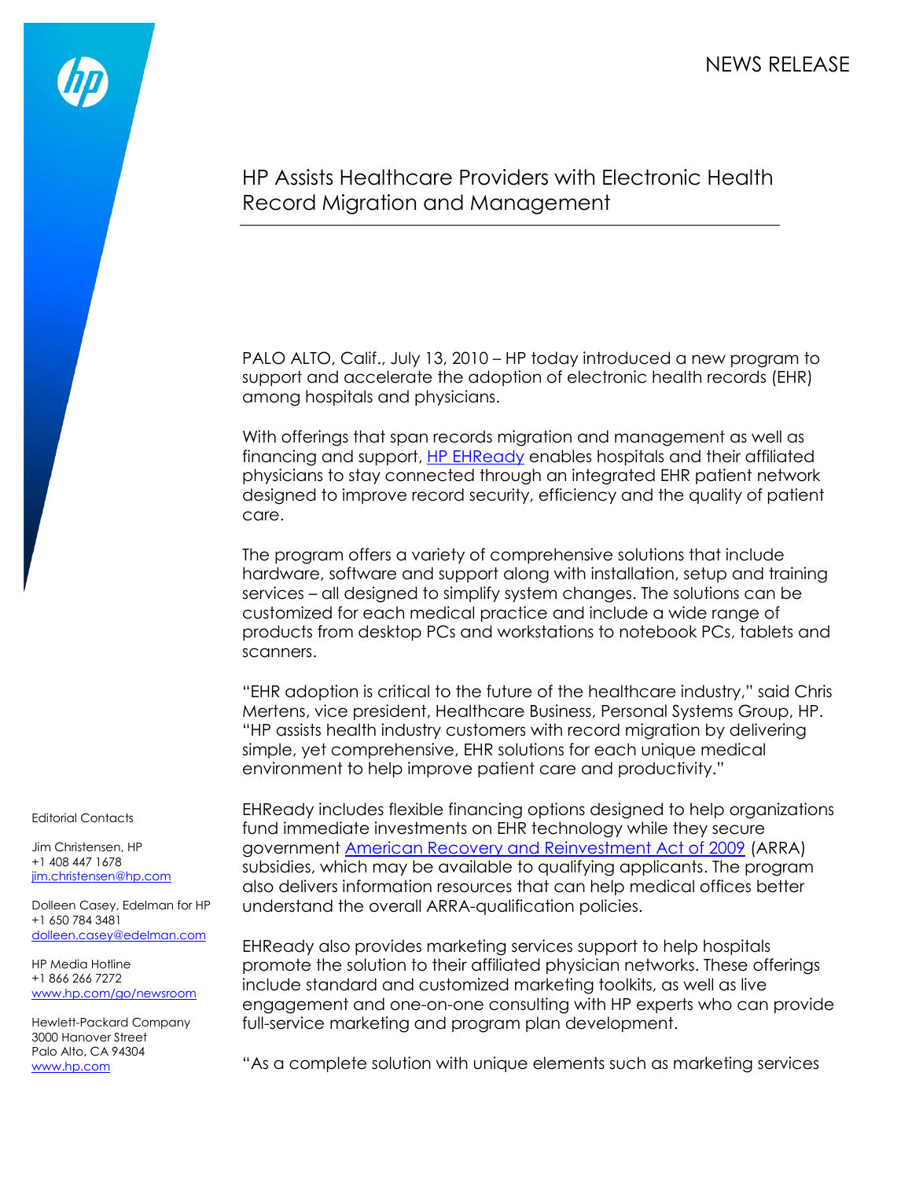NEWS RELEASE

# HP Assists Healthcare Providers with Electronic Health Record Migration and Management

PALO ALTO, Calif., July 13, 2010 – HP today introduced a new program to support and accelerate the adoption of electronic health records (EHR) among hospitals and physicians.

With offerings that span records migration and management as well as financing and support, [HP EHReady]() enables hospitals and their affiliated physicians to stay connected through an integrated EHR patient network designed to improve record security, efficiency and the quality of patient care.

The program offers a variety of comprehensive solutions that include hardware, software and support along with installation, setup and training services – all designed to simplify system changes. The solutions can be customized for each medical practice and include a wide range of products from desktop PCs and workstations to notebook PCs, tablets and scanners.

"EHR adoption is critical to the future of the healthcare industry," said Chris Mertens, vice president, Healthcare Business, Personal Systems Group, HP. "HP assists health industry customers with record migration by delivering simple, yet comprehensive, EHR solutions for each unique medical environment to help improve patient care and productivity."

EHReady includes flexible financing options designed to help organizations fund immediate investments on EHR technology while they secure government [American Recovery and Reinvestment Act of 2009]() (ARRA) subsidies, which may be available to qualifying applicants. The program also delivers information resources that can help medical offices better understand the overall ARRA-qualification policies.

EHReady also provides marketing services support to help hospitals promote the solution to their affiliated physician networks. These offerings include standard and customized marketing toolkits, as well as live engagement and one-on-one consulting with HP experts who can provide full-service marketing and program plan development.

"As a complete solution with unique elements such as marketing services

Editorial Contacts

Jim Christensen, HP
+1 408 447 1678
jim.christensen@hp.com

Dolleen Casey, Edelman for HP
+1 650 784 3481
dolleen.casey@edelman.com

HP Media Hotline
+1 866 266 7272
www.hp.com/go/newsroom

Hewlett-Packard Company
3000 Hanover Street
Palo Alto, CA 94304
www.hp.com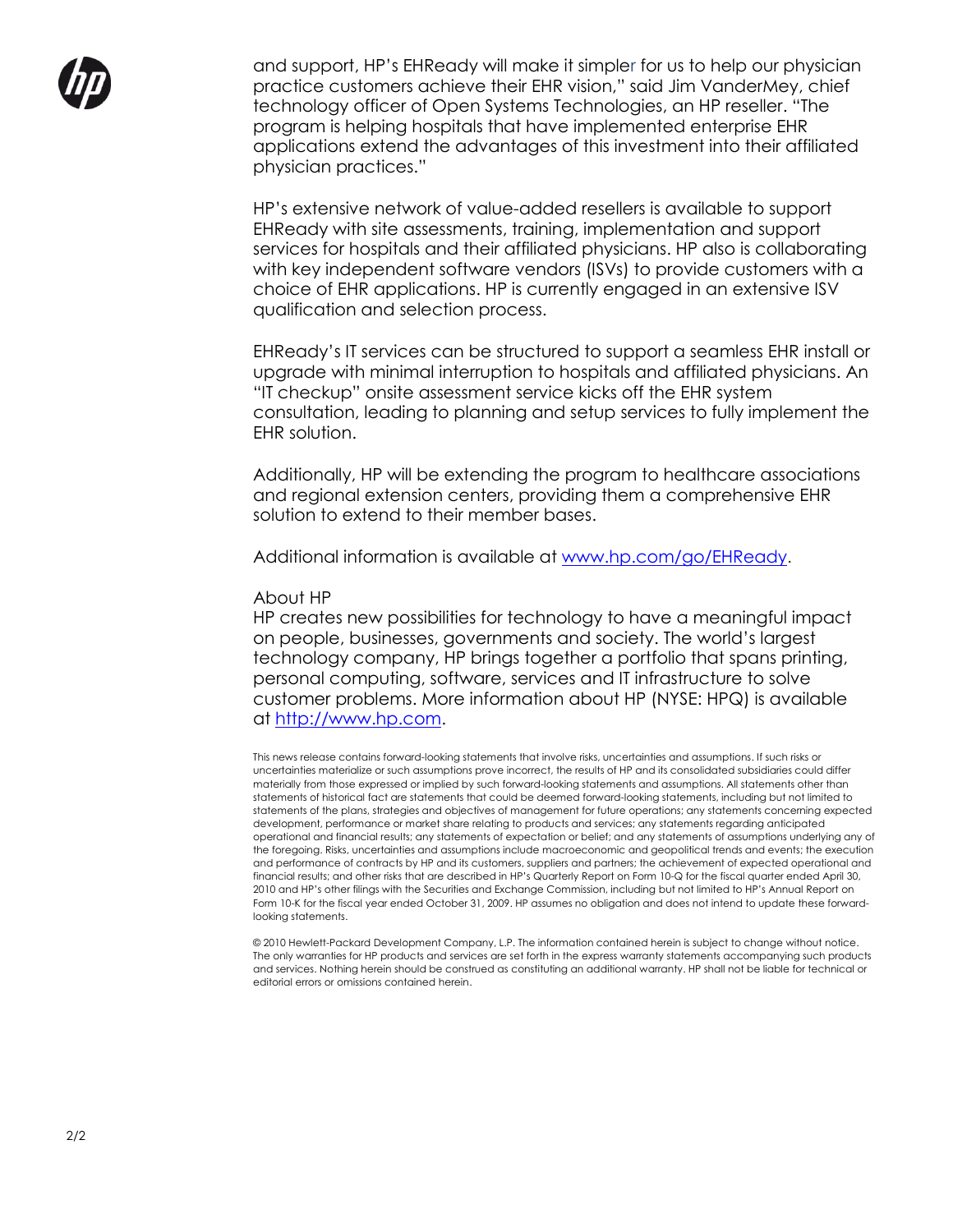and support, HP's EHReady will make it simpler for us to help our physician practice customers achieve their EHR vision," said Jim VanderMey, chief technology officer of Open Systems Technologies, an HP reseller. "The program is helping hospitals that have implemented enterprise EHR applications extend the advantages of this investment into their affiliated physician practices."

HP's extensive network of value-added resellers is available to support EHReady with site assessments, training, implementation and support services for hospitals and their affiliated physicians. HP also is collaborating with key independent software vendors (ISVs) to provide customers with a choice of EHR applications. HP is currently engaged in an extensive ISV qualification and selection process.

EHReady's IT services can be structured to support a seamless EHR install or upgrade with minimal interruption to hospitals and affiliated physicians. An "IT checkup" onsite assessment service kicks off the EHR system consultation, leading to planning and setup services to fully implement the EHR solution.

Additionally, HP will be extending the program to healthcare associations and regional extension centers, providing them a comprehensive EHR solution to extend to their member bases.

Additional information is available at www.hp.com/go/EHReady.

About HP
HP creates new possibilities for technology to have a meaningful impact on people, businesses, governments and society. The world's largest technology company, HP brings together a portfolio that spans printing, personal computing, software, services and IT infrastructure to solve customer problems. More information about HP (NYSE: HPQ) is available at http://www.hp.com.

This news release contains forward-looking statements that involve risks, uncertainties and assumptions. If such risks or uncertainties materialize or such assumptions prove incorrect, the results of HP and its consolidated subsidiaries could differ materially from those expressed or implied by such forward-looking statements and assumptions. All statements other than statements of historical fact are statements that could be deemed forward-looking statements, including but not limited to statements of the plans, strategies and objectives of management for future operations; any statements concerning expected development, performance or market share relating to products and services; any statements regarding anticipated operational and financial results; any statements of expectation or belief; and any statements of assumptions underlying any of the foregoing. Risks, uncertainties and assumptions include macroeconomic and geopolitical trends and events; the execution and performance of contracts by HP and its customers, suppliers and partners; the achievement of expected operational and financial results; and other risks that are described in HP's Quarterly Report on Form 10-Q for the fiscal quarter ended April 30, 2010 and HP's other filings with the Securities and Exchange Commission, including but not limited to HP's Annual Report on Form 10-K for the fiscal year ended October 31, 2009. HP assumes no obligation and does not intend to update these forward-looking statements.

© 2010 Hewlett-Packard Development Company, L.P. The information contained herein is subject to change without notice. The only warranties for HP products and services are set forth in the express warranty statements accompanying such products and services. Nothing herein should be construed as constituting an additional warranty. HP shall not be liable for technical or editorial errors or omissions contained herein.